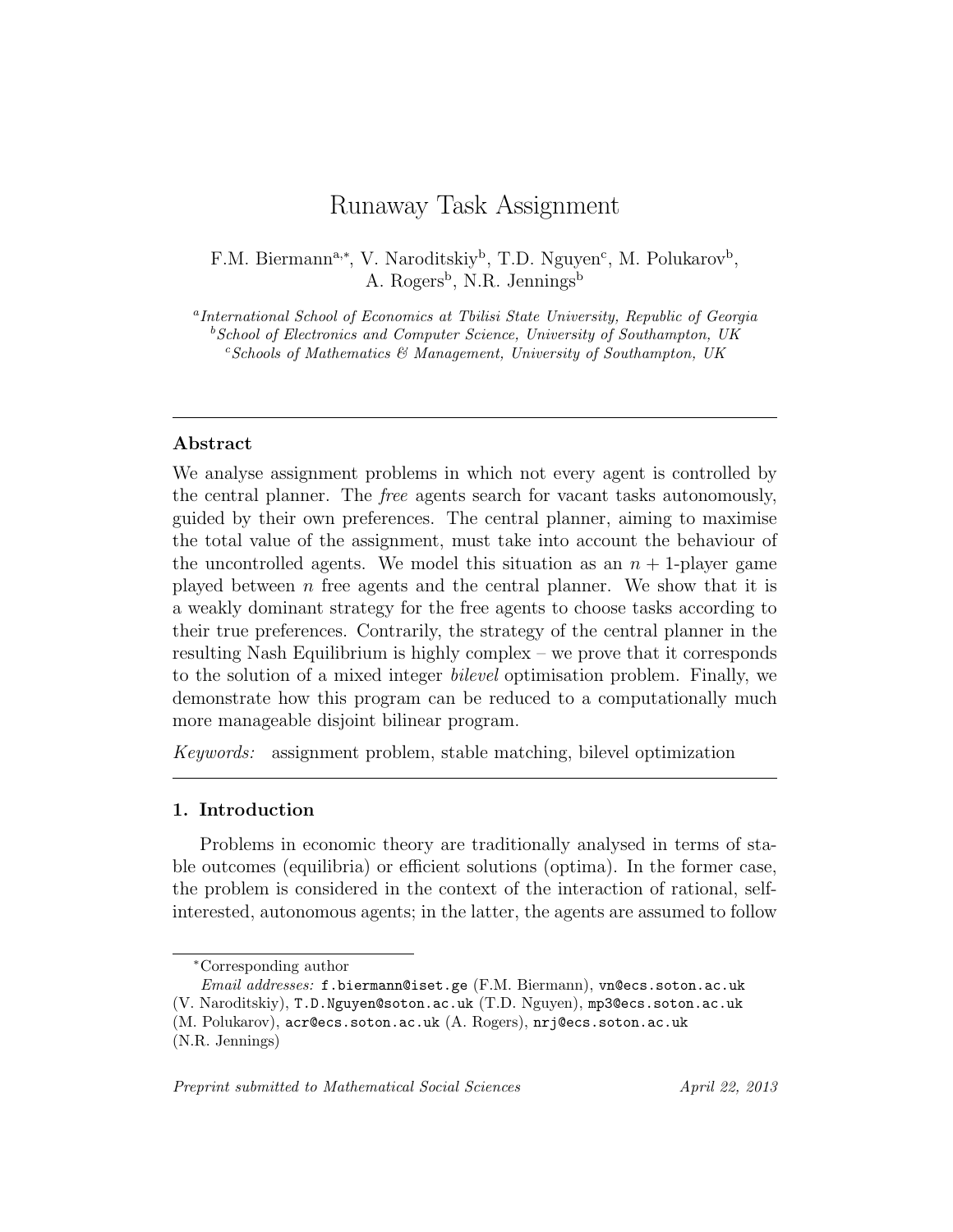# Runaway Task Assignment

F.M. Biermann[a,*], V. Naroditskiy[b], T.D. Nguyen[c], M. Polukarov[b], A. Rogers[b], N.R. Jennings[b]

[a] *International School of Economics at Tbilisi State University, Republic of Georgia*
[b] *School of Electronics and Computer Science, University of Southampton, UK*
[c] *Schools of Mathematics & Management, University of Southampton, UK*

---

## Abstract

We analyse assignment problems in which not every agent is controlled by the central planner. The *free* agents search for vacant tasks autonomously, guided by their own preferences. The central planner, aiming to maximise the total value of the assignment, must take into account the behaviour of the uncontrolled agents. We model this situation as an $n+1$-player game played between $n$ free agents and the central planner. We show that it is a weakly dominant strategy for the free agents to choose tasks according to their true preferences. Contrarily, the strategy of the central planner in the resulting Nash Equilibrium is highly complex – we prove that it corresponds to the solution of a mixed integer *bilevel* optimisation problem. Finally, we demonstrate how this program can be reduced to a computationally much more manageable disjoint bilinear program.

*Keywords:* assignment problem, stable matching, bilevel optimization

---

## 1. Introduction

Problems in economic theory are traditionally analysed in terms of stable outcomes (equilibria) or efficient solutions (optima). In the former case, the problem is considered in the context of the interaction of rational, self-interested, autonomous agents; in the latter, the agents are assumed to follow

---

[*] Corresponding author

*Email addresses:* f.biermann@iset.ge (F.M. Biermann), vn@ecs.soton.ac.uk (V. Naroditskiy), T.D.Nguyen@soton.ac.uk (T.D. Nguyen), mp3@ecs.soton.ac.uk (M. Polukarov), acr@ecs.soton.ac.uk (A. Rogers), nrj@ecs.soton.ac.uk (N.R. Jennings)

*Preprint submitted to Mathematical Social Sciences* *April 22, 2013*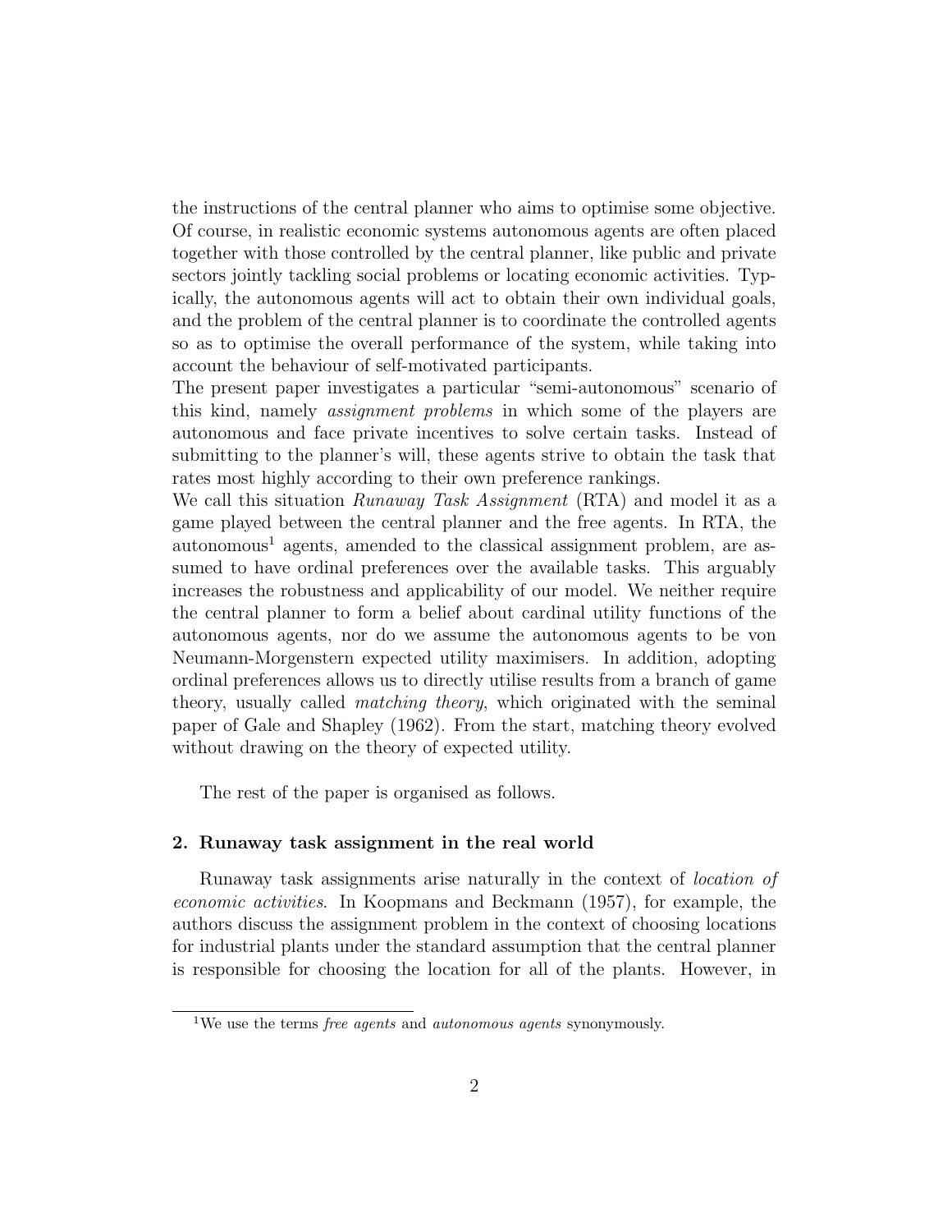the instructions of the central planner who aims to optimise some objective. Of course, in realistic economic systems autonomous agents are often placed together with those controlled by the central planner, like public and private sectors jointly tackling social problems or locating economic activities. Typically, the autonomous agents will act to obtain their own individual goals, and the problem of the central planner is to coordinate the controlled agents so as to optimise the overall performance of the system, while taking into account the behaviour of self-motivated participants.

The present paper investigates a particular "semi-autonomous" scenario of this kind, namely *assignment problems* in which some of the players are autonomous and face private incentives to solve certain tasks. Instead of submitting to the planner's will, these agents strive to obtain the task that rates most highly according to their own preference rankings.

We call this situation *Runaway Task Assignment* (RTA) and model it as a game played between the central planner and the free agents. In RTA, the autonomous[1] agents, amended to the classical assignment problem, are assumed to have ordinal preferences over the available tasks. This arguably increases the robustness and applicability of our model. We neither require the central planner to form a belief about cardinal utility functions of the autonomous agents, nor do we assume the autonomous agents to be von Neumann-Morgenstern expected utility maximisers. In addition, adopting ordinal preferences allows us to directly utilise results from a branch of game theory, usually called *matching theory*, which originated with the seminal paper of Gale and Shapley (1962). From the start, matching theory evolved without drawing on the theory of expected utility.

The rest of the paper is organised as follows.

## 2. Runaway task assignment in the real world

Runaway task assignments arise naturally in the context of *location of economic activities*. In Koopmans and Beckmann (1957), for example, the authors discuss the assignment problem in the context of choosing locations for industrial plants under the standard assumption that the central planner is responsible for choosing the location for all of the plants. However, in

[1] We use the terms *free agents* and *autonomous agents* synonymously.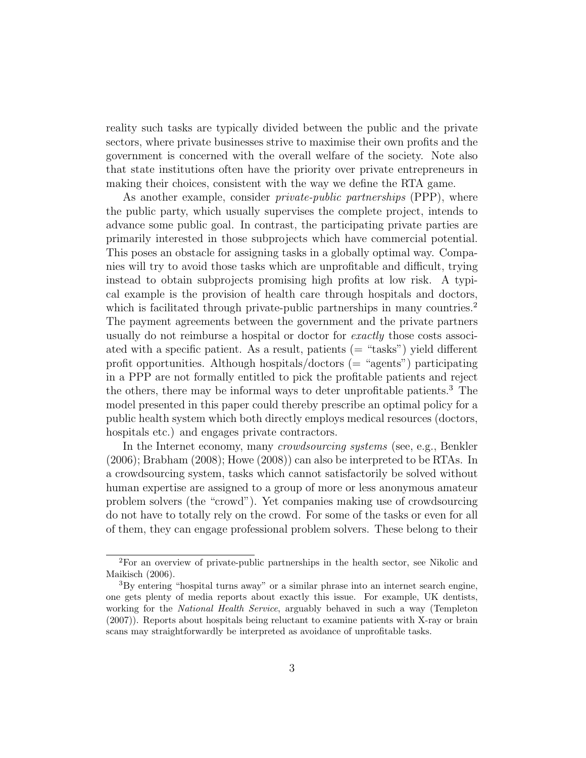reality such tasks are typically divided between the public and the private sectors, where private businesses strive to maximise their own profits and the government is concerned with the overall welfare of the society. Note also that state institutions often have the priority over private entrepreneurs in making their choices, consistent with the way we define the RTA game.

As another example, consider *private-public partnerships* (PPP), where the public party, which usually supervises the complete project, intends to advance some public goal. In contrast, the participating private parties are primarily interested in those subprojects which have commercial potential. This poses an obstacle for assigning tasks in a globally optimal way. Companies will try to avoid those tasks which are unprofitable and difficult, trying instead to obtain subprojects promising high profits at low risk. A typical example is the provision of health care through hospitals and doctors, which is facilitated through private-public partnerships in many countries.[2] The payment agreements between the government and the private partners usually do not reimburse a hospital or doctor for *exactly* those costs associated with a specific patient. As a result, patients (= "tasks") yield different profit opportunities. Although hospitals/doctors (= "agents") participating in a PPP are not formally entitled to pick the profitable patients and reject the others, there may be informal ways to deter unprofitable patients.[3] The model presented in this paper could thereby prescribe an optimal policy for a public health system which both directly employs medical resources (doctors, hospitals etc.) and engages private contractors.

In the Internet economy, many *crowdsourcing systems* (see, e.g., Benkler (2006); Brabham (2008); Howe (2008)) can also be interpreted to be RTAs. In a crowdsourcing system, tasks which cannot satisfactorily be solved without human expertise are assigned to a group of more or less anonymous amateur problem solvers (the "crowd"). Yet companies making use of crowdsourcing do not have to totally rely on the crowd. For some of the tasks or even for all of them, they can engage professional problem solvers. These belong to their

---

[2] For an overview of private-public partnerships in the health sector, see Nikolic and Maikisch (2006).

[3] By entering "hospital turns away" or a similar phrase into an internet search engine, one gets plenty of media reports about exactly this issue. For example, UK dentists, working for the *National Health Service*, arguably behaved in such a way (Templeton (2007)). Reports about hospitals being reluctant to examine patients with X-ray or brain scans may straightforwardly be interpreted as avoidance of unprofitable tasks.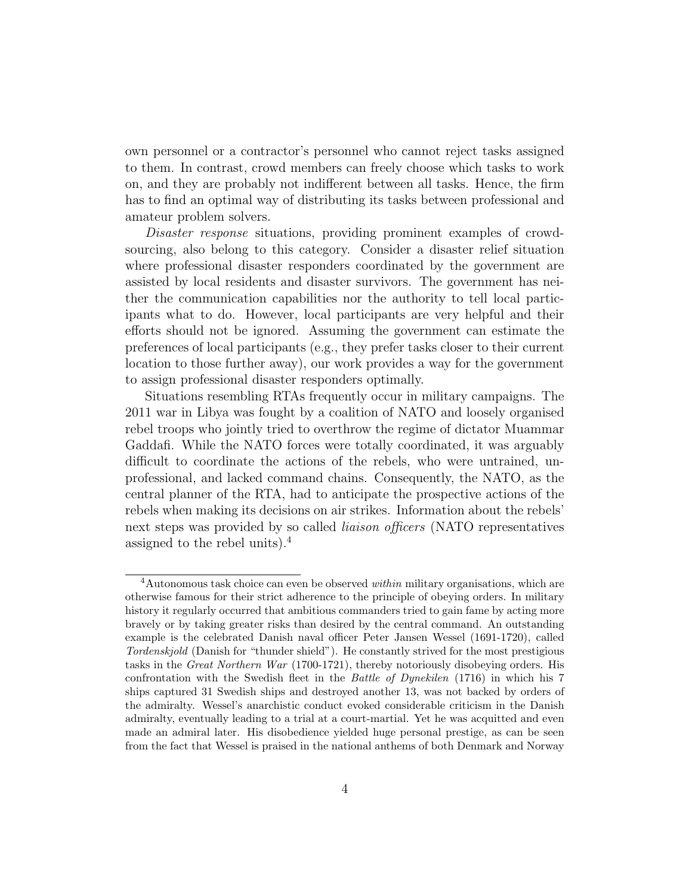own personnel or a contractor's personnel who cannot reject tasks assigned to them. In contrast, crowd members can freely choose which tasks to work on, and they are probably not indifferent between all tasks. Hence, the firm has to find an optimal way of distributing its tasks between professional and amateur problem solvers.

*Disaster response* situations, providing prominent examples of crowdsourcing, also belong to this category. Consider a disaster relief situation where professional disaster responders coordinated by the government are assisted by local residents and disaster survivors. The government has neither the communication capabilities nor the authority to tell local participants what to do. However, local participants are very helpful and their efforts should not be ignored. Assuming the government can estimate the preferences of local participants (e.g., they prefer tasks closer to their current location to those further away), our work provides a way for the government to assign professional disaster responders optimally.

Situations resembling RTAs frequently occur in military campaigns. The 2011 war in Libya was fought by a coalition of NATO and loosely organised rebel troops who jointly tried to overthrow the regime of dictator Muammar Gaddafi. While the NATO forces were totally coordinated, it was arguably difficult to coordinate the actions of the rebels, who were untrained, unprofessional, and lacked command chains. Consequently, the NATO, as the central planner of the RTA, had to anticipate the prospective actions of the rebels when making its decisions on air strikes. Information about the rebels' next steps was provided by so called *liaison officers* (NATO representatives assigned to the rebel units).[4]

---

[4] Autonomous task choice can even be observed *within* military organisations, which are otherwise famous for their strict adherence to the principle of obeying orders. In military history it regularly occurred that ambitious commanders tried to gain fame by acting more bravely or by taking greater risks than desired by the central command. An outstanding example is the celebrated Danish naval officer Peter Jansen Wessel (1691-1720), called *Tordenskjold* (Danish for "thunder shield"). He constantly strived for the most prestigious tasks in the *Great Northern War* (1700-1721), thereby notoriously disobeying orders. His confrontation with the Swedish fleet in the *Battle of Dynekilen* (1716) in which his 7 ships captured 31 Swedish ships and destroyed another 13, was not backed by orders of the admiralty. Wessel's anarchistic conduct evoked considerable criticism in the Danish admiralty, eventually leading to a trial at a court-martial. Yet he was acquitted and even made an admiral later. His disobedience yielded huge personal prestige, as can be seen from the fact that Wessel is praised in the national anthems of both Denmark and Norway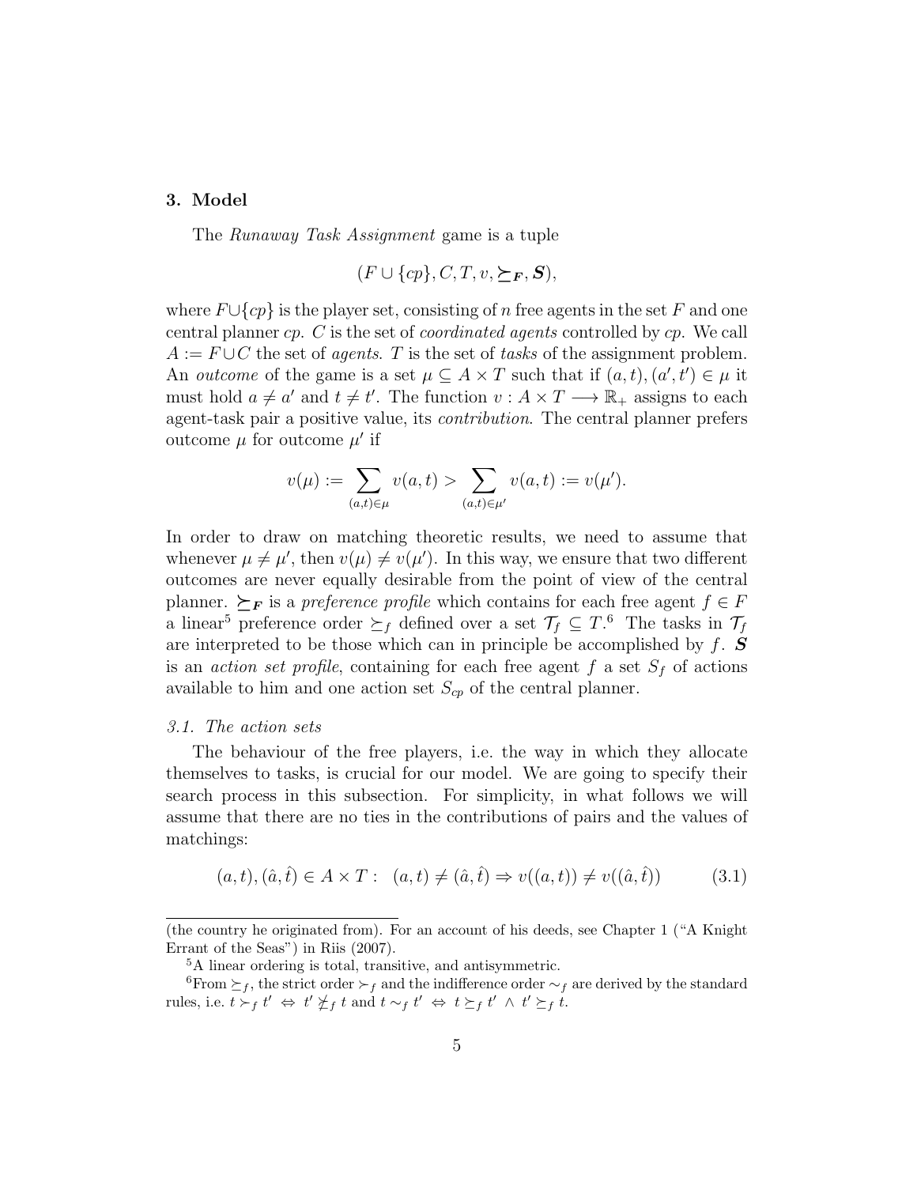## 3. Model

The *Runaway Task Assignment* game is a tuple

$$(F \cup \{cp\}, C, T, v, \succeq_{\boldsymbol{F}}, \boldsymbol{S}),$$

where $F \cup \{cp\}$ is the player set, consisting of $n$ free agents in the set $F$ and one central planner $cp$. $C$ is the set of *coordinated agents* controlled by $cp$. We call $A := F \cup C$ the set of *agents*. $T$ is the set of *tasks* of the assignment problem. An *outcome* of the game is a set $\mu \subseteq A \times T$ such that if $(a,t),(a',t') \in \mu$ it must hold $a \neq a'$ and $t \neq t'$. The function $v : A \times T \longrightarrow \mathbb{R}_+$ assigns to each agent-task pair a positive value, its *contribution*. The central planner prefers outcome $\mu$ for outcome $\mu'$ if

$$v(\mu) := \sum_{(a,t)\in\mu} v(a,t) > \sum_{(a,t)\in\mu'} v(a,t) := v(\mu').$$

In order to draw on matching theoretic results, we need to assume that whenever $\mu \neq \mu'$, then $v(\mu) \neq v(\mu')$. In this way, we ensure that two different outcomes are never equally desirable from the point of view of the central planner. $\succeq_{\boldsymbol{F}}$ is a *preference profile* which contains for each free agent $f \in F$ a linear[5] preference order $\succeq_f$ defined over a set $\mathcal{T}_f \subseteq T$.[6] The tasks in $\mathcal{T}_f$ are interpreted to be those which can in principle be accomplished by $f$. $\boldsymbol{S}$ is an *action set profile*, containing for each free agent $f$ a set $S_f$ of actions available to him and one action set $S_{cp}$ of the central planner.

### 3.1. The action sets

The behaviour of the free players, i.e. the way in which they allocate themselves to tasks, is crucial for our model. We are going to specify their search process in this subsection. For simplicity, in what follows we will assume that there are no ties in the contributions of pairs and the values of matchings:

$$(a,t),(\hat{a},\hat{t}) \in A \times T : \ \ (a,t) \neq (\hat{a},\hat{t}) \Rightarrow v((a,t)) \neq v((\hat{a},\hat{t})) \tag{3.1}$$

---

(the country he originated from). For an account of his deeds, see Chapter 1 ("A Knight Errant of the Seas") in Riis (2007).

[5] A linear ordering is total, transitive, and antisymmetric.

[6] From $\succeq_f$, the strict order $\succ_f$ and the indifference order $\sim_f$ are derived by the standard rules, i.e. $t \succ_f t' \Leftrightarrow t' \not\succeq_f t$ and $t \sim_f t' \Leftrightarrow t \succeq_f t' \wedge t' \succeq_f t$.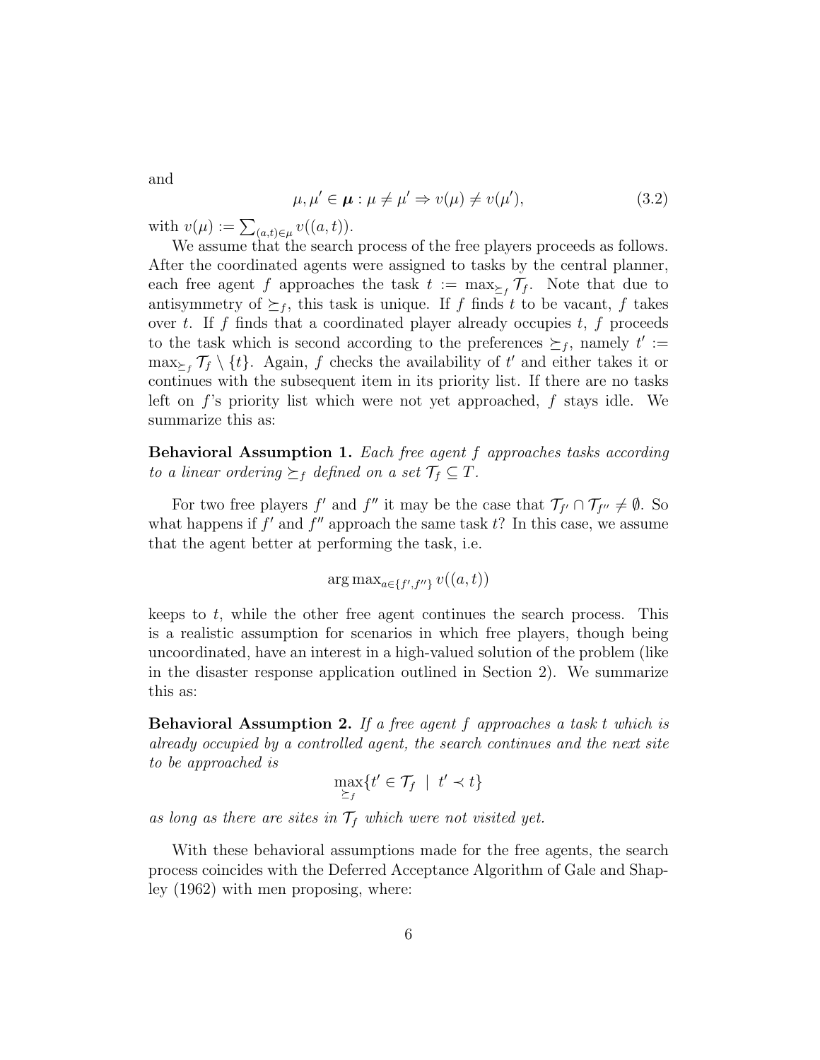and

$$\mu, \mu' \in \boldsymbol{\mu} : \mu \neq \mu' \Rightarrow v(\mu) \neq v(\mu'), \tag{3.2}$$

with $v(\mu) := \sum_{(a,t)\in\mu} v((a,t))$.

We assume that the search process of the free players proceeds as follows. After the coordinated agents were assigned to tasks by the central planner, each free agent $f$ approaches the task $t := \max_{\succeq_f} \mathcal{T}_f$. Note that due to antisymmetry of $\succeq_f$, this task is unique. If $f$ finds $t$ to be vacant, $f$ takes over $t$. If $f$ finds that a coordinated player already occupies $t$, $f$ proceeds to the task which is second according to the preferences $\succeq_f$, namely $t' := \max_{\succeq_f} \mathcal{T}_f \setminus \{t\}$. Again, $f$ checks the availability of $t'$ and either takes it or continues with the subsequent item in its priority list. If there are no tasks left on $f$'s priority list which were not yet approached, $f$ stays idle. We summarize this as:

**Behavioral Assumption 1.** *Each free agent $f$ approaches tasks according to a linear ordering $\succeq_f$ defined on a set $\mathcal{T}_f \subseteq T$.*

For two free players $f'$ and $f''$ it may be the case that $\mathcal{T}_{f'} \cap \mathcal{T}_{f''} \neq \emptyset$. So what happens if $f'$ and $f''$ approach the same task $t$? In this case, we assume that the agent better at performing the task, i.e.

$$\arg\max_{a\in\{f',f''\}} v((a,t))$$

keeps to $t$, while the other free agent continues the search process. This is a realistic assumption for scenarios in which free players, though being uncoordinated, have an interest in a high-valued solution of the problem (like in the disaster response application outlined in Section 2). We summarize this as:

**Behavioral Assumption 2.** *If a free agent $f$ approaches a task $t$ which is already occupied by a controlled agent, the search continues and the next site to be approached is*

$$\max_{\succeq_f}\{t' \in \mathcal{T}_f \;\mid\; t' \prec t\}$$

*as long as there are sites in $\mathcal{T}_f$ which were not visited yet.*

With these behavioral assumptions made for the free agents, the search process coincides with the Deferred Acceptance Algorithm of Gale and Shapley (1962) with men proposing, where: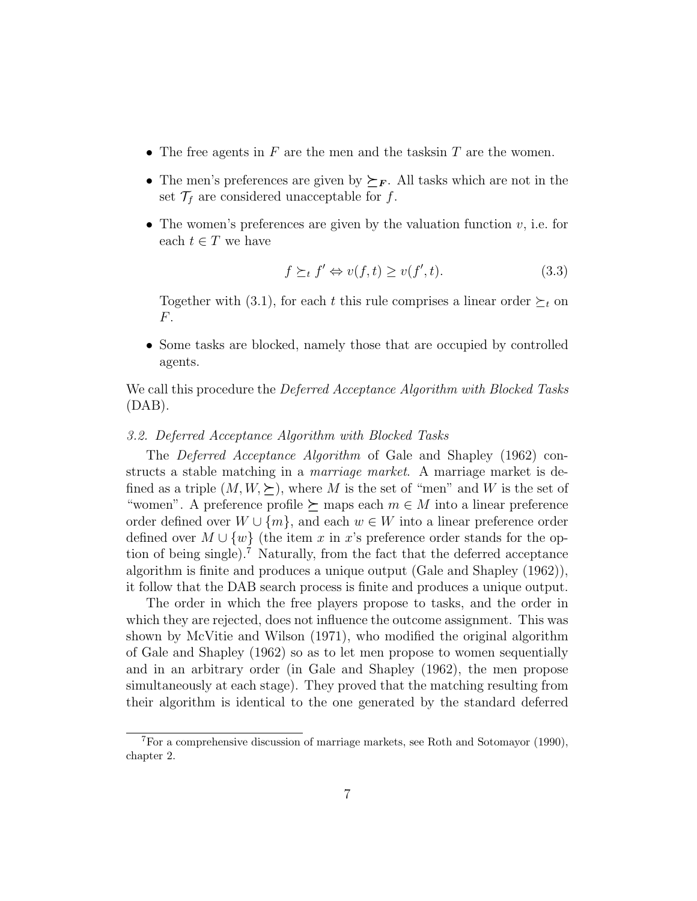- The free agents in $F$ are the men and the tasksin $T$ are the women.
- The men's preferences are given by $\succeq_{\boldsymbol{F}}$. All tasks which are not in the set $\mathcal{T}_f$ are considered unacceptable for $f$.
- The women's preferences are given by the valuation function $v$, i.e. for each $t \in T$ we have

$$f \succeq_t f' \Leftrightarrow v(f,t) \geq v(f',t). \tag{3.3}$$

  Together with (3.1), for each $t$ this rule comprises a linear order $\succeq_t$ on $F$.

- Some tasks are blocked, namely those that are occupied by controlled agents.

We call this procedure the *Deferred Acceptance Algorithm with Blocked Tasks* (DAB).

### *3.2. Deferred Acceptance Algorithm with Blocked Tasks*

The *Deferred Acceptance Algorithm* of Gale and Shapley (1962) constructs a stable matching in a *marriage market*. A marriage market is defined as a triple $(M, W, \succeq)$, where $M$ is the set of "men" and $W$ is the set of "women". A preference profile $\succeq$ maps each $m \in M$ into a linear preference order defined over $W \cup \{m\}$, and each $w \in W$ into a linear preference order defined over $M \cup \{w\}$ (the item $x$ in $x$'s preference order stands for the option of being single).[7] Naturally, from the fact that the deferred acceptance algorithm is finite and produces a unique output (Gale and Shapley (1962)), it follow that the DAB search process is finite and produces a unique output.

The order in which the free players propose to tasks, and the order in which they are rejected, does not influence the outcome assignment. This was shown by McVitie and Wilson (1971), who modified the original algorithm of Gale and Shapley (1962) so as to let men propose to women sequentially and in an arbitrary order (in Gale and Shapley (1962), the men propose simultaneously at each stage). They proved that the matching resulting from their algorithm is identical to the one generated by the standard deferred

[7] For a comprehensive discussion of marriage markets, see Roth and Sotomayor (1990), chapter 2.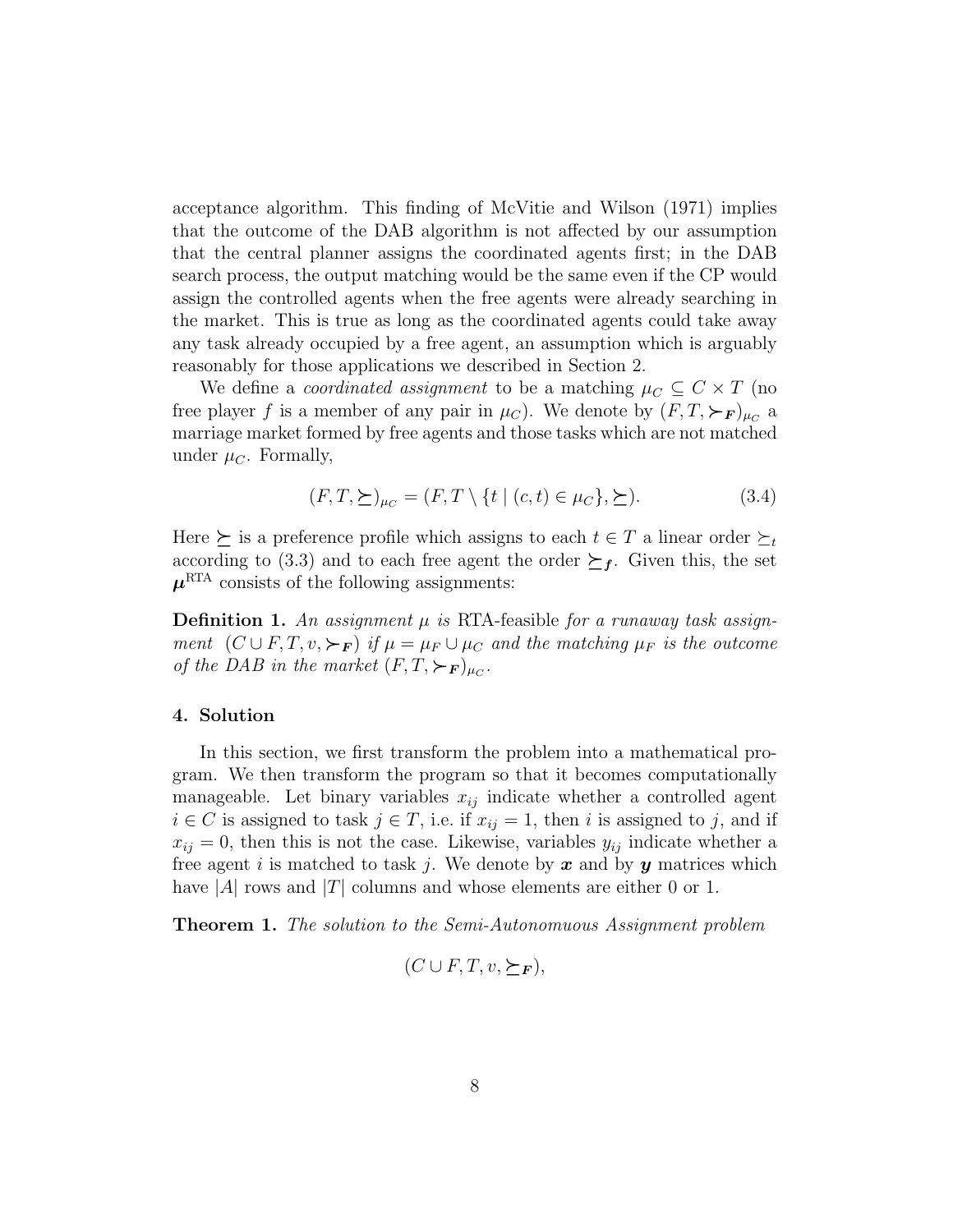acceptance algorithm. This finding of McVitie and Wilson (1971) implies that the outcome of the DAB algorithm is not affected by our assumption that the central planner assigns the coordinated agents first; in the DAB search process, the output matching would be the same even if the CP would assign the controlled agents when the free agents were already searching in the market. This is true as long as the coordinated agents could take away any task already occupied by a free agent, an assumption which is arguably reasonably for those applications we described in Section 2.

We define a *coordinated assignment* to be a matching $\mu_C \subseteq C \times T$ (no free player $f$ is a member of any pair in $\mu_C$). We denote by $(F, T, \succ_{\boldsymbol{F}})_{\mu_C}$ a marriage market formed by free agents and those tasks which are not matched under $\mu_C$. Formally,

$$(F, T, \succeq)_{\mu_C} = (F, T \setminus \{t \mid (c, t) \in \mu_C\}, \succeq). \tag{3.4}$$

Here $\succeq$ is a preference profile which assigns to each $t \in T$ a linear order $\succeq_t$ according to (3.3) and to each free agent the order $\succeq_{\boldsymbol{f}}$. Given this, the set $\boldsymbol{\mu}^{\text{RTA}}$ consists of the following assignments:

**Definition 1.** *An assignment $\mu$ is* RTA-feasible *for a runaway task assignment $(C \cup F, T, v, \succ_{\boldsymbol{F}})$ if $\mu = \mu_F \cup \mu_C$ and the matching $\mu_F$ is the outcome of the DAB in the market $(F, T, \succ_{\boldsymbol{F}})_{\mu_C}$.*

## 4. Solution

In this section, we first transform the problem into a mathematical program. We then transform the program so that it becomes computationally manageable. Let binary variables $x_{ij}$ indicate whether a controlled agent $i \in C$ is assigned to task $j \in T$, i.e. if $x_{ij} = 1$, then $i$ is assigned to $j$, and if $x_{ij} = 0$, then this is not the case. Likewise, variables $y_{ij}$ indicate whether a free agent $i$ is matched to task $j$. We denote by $\boldsymbol{x}$ and by $\boldsymbol{y}$ matrices which have $|A|$ rows and $|T|$ columns and whose elements are either 0 or 1.

**Theorem 1.** *The solution to the Semi-Autonomuous Assignment problem*

$$(C \cup F, T, v, \succeq_{\boldsymbol{F}}),$$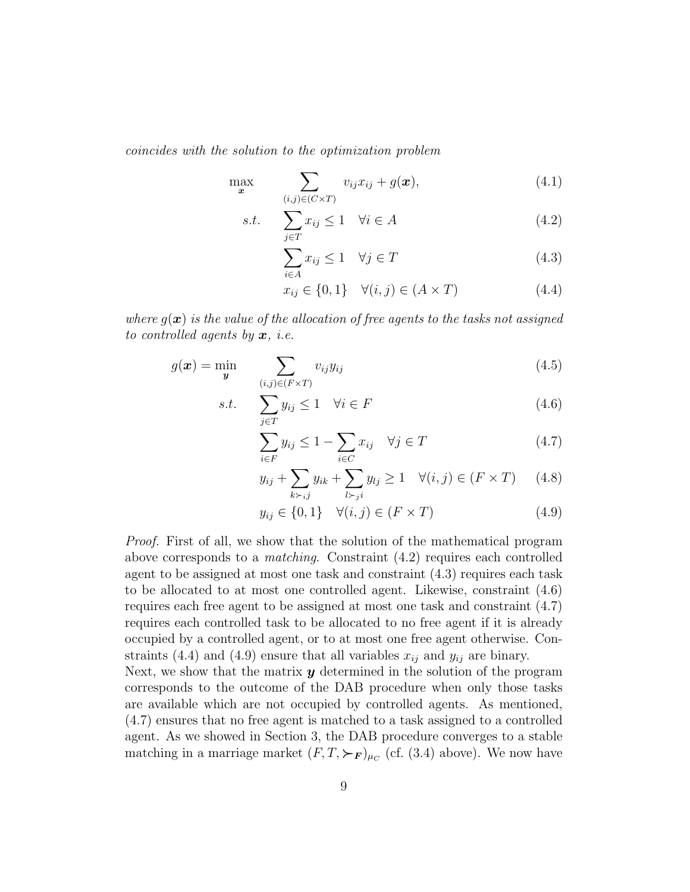*coincides with the solution to the optimization problem*

$$\max_{\boldsymbol{x}} \qquad \sum_{(i,j)\in(C\times T)} v_{ij}x_{ij} + g(\boldsymbol{x}), \tag{4.1}$$

$$s.t. \qquad \sum_{j\in T} x_{ij} \leq 1 \quad \forall i \in A \tag{4.2}$$

$$\sum_{i\in A} x_{ij} \leq 1 \quad \forall j \in T \tag{4.3}$$

$$x_{ij} \in \{0,1\} \quad \forall (i,j) \in (A\times T) \tag{4.4}$$

*where $g(\boldsymbol{x})$ is the value of the allocation of free agents to the tasks not assigned to controlled agents by $\boldsymbol{x}$, i.e.*

$$g(\boldsymbol{x}) = \min_{\boldsymbol{y}} \qquad \sum_{(i,j)\in(F\times T)} v_{ij}y_{ij} \tag{4.5}$$

$$s.t. \qquad \sum_{j\in T} y_{ij} \leq 1 \quad \forall i \in F \tag{4.6}$$

$$\sum_{i\in F} y_{ij} \leq 1 - \sum_{i\in C} x_{ij} \quad \forall j \in T \tag{4.7}$$

$$y_{ij} + \sum_{k\succ_i j} y_{ik} + \sum_{l\succ_j i} y_{lj} \geq 1 \quad \forall (i,j) \in (F\times T) \tag{4.8}$$

$$y_{ij} \in \{0,1\} \quad \forall (i,j) \in (F\times T) \tag{4.9}$$

*Proof.* First of all, we show that the solution of the mathematical program above corresponds to a *matching*. Constraint (4.2) requires each controlled agent to be assigned at most one task and constraint (4.3) requires each task to be allocated to at most one controlled agent. Likewise, constraint (4.6) requires each free agent to be assigned at most one task and constraint (4.7) requires each controlled task to be allocated to no free agent if it is already occupied by a controlled agent, or to at most one free agent otherwise. Constraints (4.4) and (4.9) ensure that all variables $x_{ij}$ and $y_{ij}$ are binary.
Next, we show that the matrix $\boldsymbol{y}$ determined in the solution of the program corresponds to the outcome of the DAB procedure when only those tasks are available which are not occupied by controlled agents. As mentioned, (4.7) ensures that no free agent is matched to a task assigned to a controlled agent. As we showed in Section 3, the DAB procedure converges to a stable matching in a marriage market $(F, T, \succ_{\boldsymbol{F}})_{\mu_C}$ (cf. (3.4) above). We now have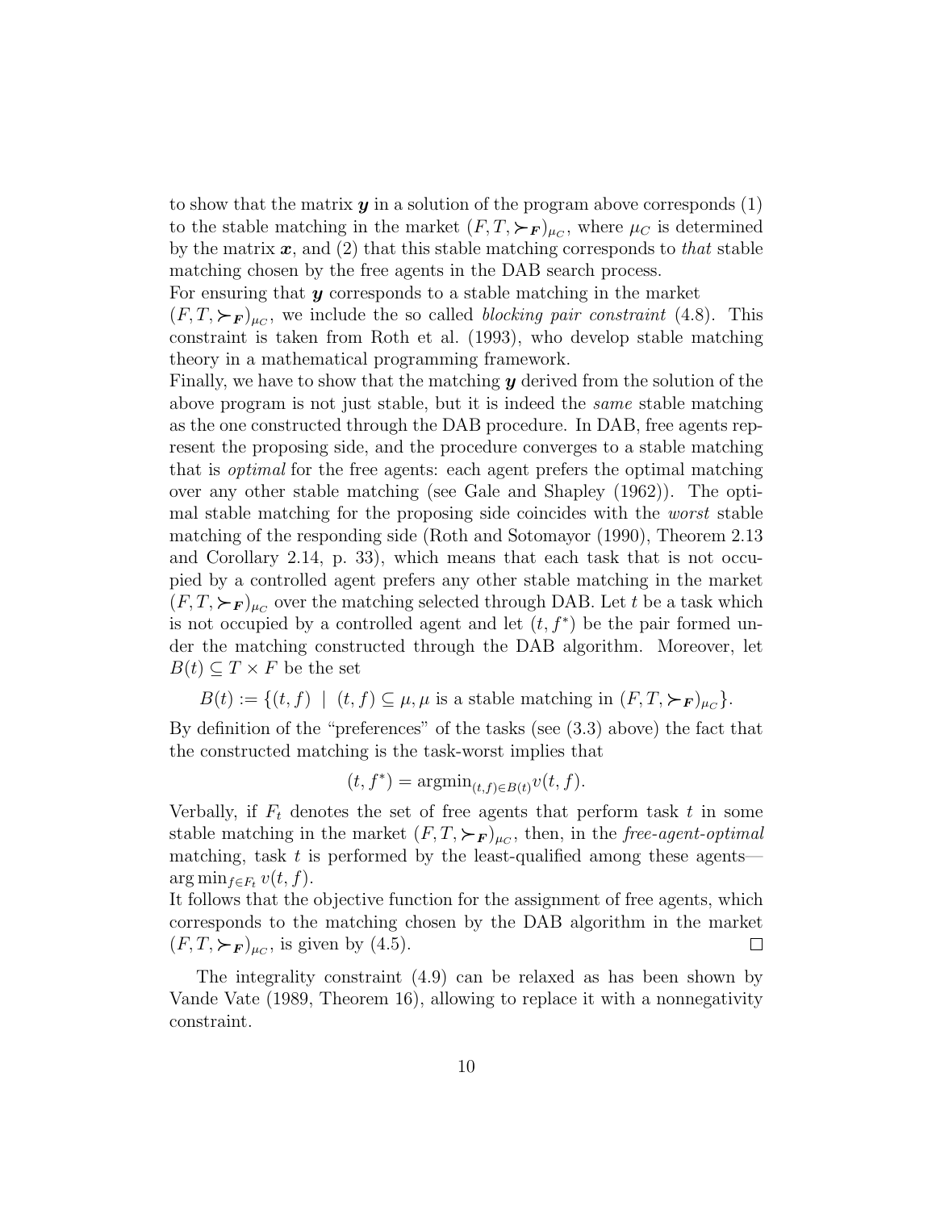to show that the matrix $\boldsymbol{y}$ in a solution of the program above corresponds (1) to the stable matching in the market $(F, T, \succ_{\boldsymbol{F}})_{\mu_C}$, where $\mu_C$ is determined by the matrix $\boldsymbol{x}$, and (2) that this stable matching corresponds to *that* stable matching chosen by the free agents in the DAB search process.

For ensuring that $\boldsymbol{y}$ corresponds to a stable matching in the market $(F, T, \succ_{\boldsymbol{F}})_{\mu_C}$, we include the so called *blocking pair constraint* (4.8). This constraint is taken from Roth et al. (1993), who develop stable matching theory in a mathematical programming framework.

Finally, we have to show that the matching $\boldsymbol{y}$ derived from the solution of the above program is not just stable, but it is indeed the *same* stable matching as the one constructed through the DAB procedure. In DAB, free agents represent the proposing side, and the procedure converges to a stable matching that is *optimal* for the free agents: each agent prefers the optimal matching over any other stable matching (see Gale and Shapley (1962)). The optimal stable matching for the proposing side coincides with the *worst* stable matching of the responding side (Roth and Sotomayor (1990), Theorem 2.13 and Corollary 2.14, p. 33), which means that each task that is not occupied by a controlled agent prefers any other stable matching in the market $(F, T, \succ_{\boldsymbol{F}})_{\mu_C}$ over the matching selected through DAB. Let $t$ be a task which is not occupied by a controlled agent and let $(t, f^*)$ be the pair formed under the matching constructed through the DAB algorithm. Moreover, let $B(t) \subseteq T \times F$ be the set

$$B(t) := \{(t, f) \;|\; (t, f) \subseteq \mu, \mu \text{ is a stable matching in } (F, T, \succ_{\boldsymbol{F}})_{\mu_C}\}.$$

By definition of the "preferences" of the tasks (see (3.3) above) the fact that the constructed matching is the task-worst implies that

$$(t, f^*) = \text{argmin}_{(t,f) \in B(t)} v(t, f).$$

Verbally, if $F_t$ denotes the set of free agents that perform task $t$ in some stable matching in the market $(F, T, \succ_{\boldsymbol{F}})_{\mu_C}$, then, in the *free-agent-optimal* matching, task $t$ is performed by the least-qualified among these agents—$\arg\min_{f \in F_t} v(t, f)$.

It follows that the objective function for the assignment of free agents, which corresponds to the matching chosen by the DAB algorithm in the market $(F, T, \succ_{\boldsymbol{F}})_{\mu_C}$, is given by (4.5). □

The integrality constraint (4.9) can be relaxed as has been shown by Vande Vate (1989, Theorem 16), allowing to replace it with a nonnegativity constraint.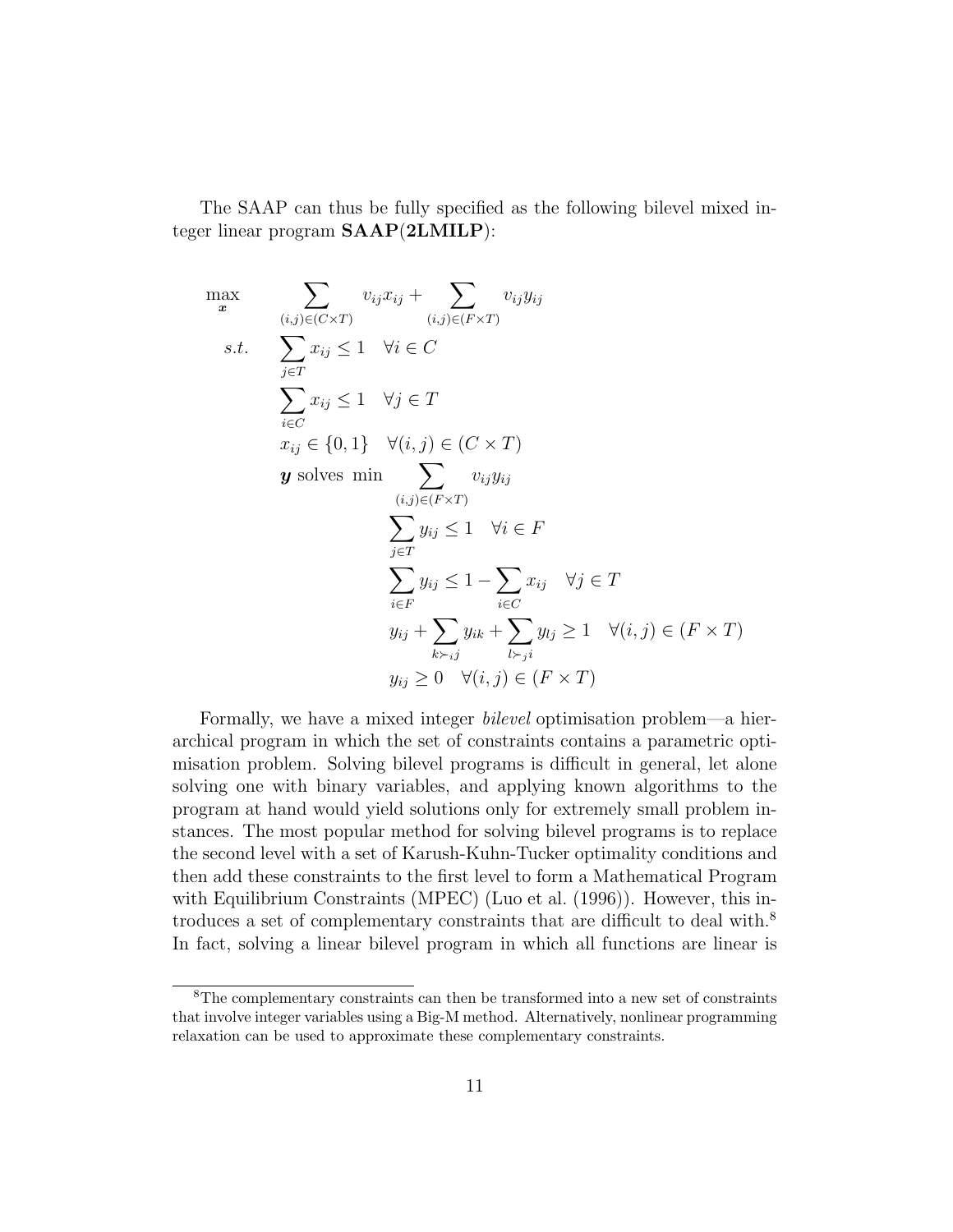The SAAP can thus be fully specified as the following bilevel mixed integer linear program **SAAP(2LMILP)**:

$$
\begin{aligned}
\max_{\boldsymbol{x}} \quad & \sum_{(i,j)\in(C\times T)} v_{ij}x_{ij} + \sum_{(i,j)\in(F\times T)} v_{ij}y_{ij} \\
s.t. \quad & \sum_{j\in T} x_{ij} \leq 1 \quad \forall i \in C \\
& \sum_{i\in C} x_{ij} \leq 1 \quad \forall j \in T \\
& x_{ij} \in \{0,1\} \quad \forall (i,j) \in (C \times T) \\
& \boldsymbol{y} \text{ solves } \min \sum_{(i,j)\in(F\times T)} v_{ij}y_{ij} \\
& \qquad \sum_{j\in T} y_{ij} \leq 1 \quad \forall i \in F \\
& \qquad \sum_{i\in F} y_{ij} \leq 1 - \sum_{i\in C} x_{ij} \quad \forall j \in T \\
& \qquad y_{ij} + \sum_{k\succ_i j} y_{ik} + \sum_{l\succ_j i} y_{lj} \geq 1 \quad \forall (i,j) \in (F \times T) \\
& \qquad y_{ij} \geq 0 \quad \forall (i,j) \in (F \times T)
\end{aligned}
$$

Formally, we have a mixed integer *bilevel* optimisation problem—a hierarchical program in which the set of constraints contains a parametric optimisation problem. Solving bilevel programs is difficult in general, let alone solving one with binary variables, and applying known algorithms to the program at hand would yield solutions only for extremely small problem instances. The most popular method for solving bilevel programs is to replace the second level with a set of Karush-Kuhn-Tucker optimality conditions and then add these constraints to the first level to form a Mathematical Program with Equilibrium Constraints (MPEC) (Luo et al. (1996)). However, this introduces a set of complementary constraints that are difficult to deal with.[8] In fact, solving a linear bilevel program in which all functions are linear is

[8] The complementary constraints can then be transformed into a new set of constraints that involve integer variables using a Big-M method. Alternatively, nonlinear programming relaxation can be used to approximate these complementary constraints.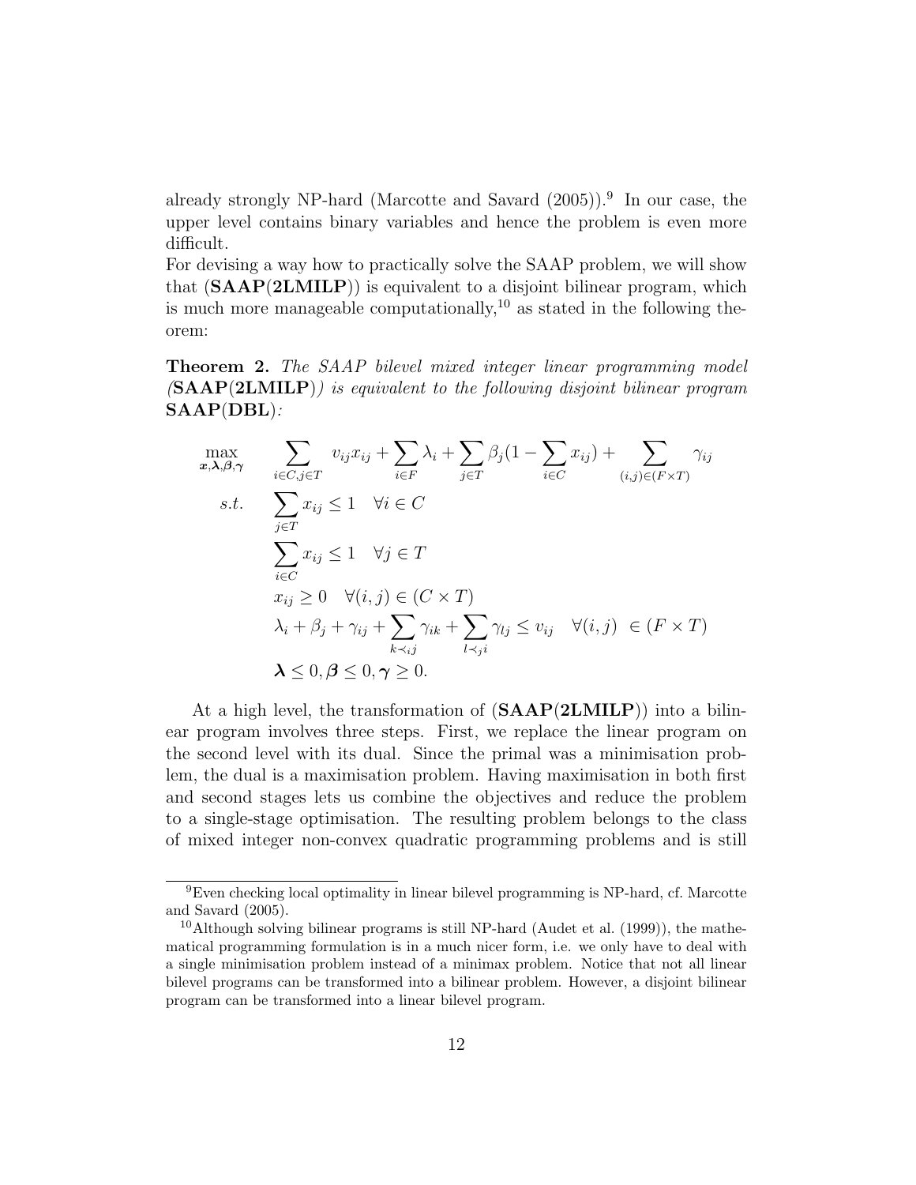already strongly NP-hard (Marcotte and Savard (2005)).[9] In our case, the upper level contains binary variables and hence the problem is even more difficult.

For devising a way how to practically solve the SAAP problem, we will show that (**SAAP**(**2LMILP**)) is equivalent to a disjoint bilinear program, which is much more manageable computationally,[10] as stated in the following theorem:

**Theorem 2.** *The SAAP bilevel mixed integer linear programming model (*__SAAP__(__2LMILP__)*) is equivalent to the following disjoint bilinear program* **SAAP**(**DBL**)*:*

$$
\begin{aligned}
\max_{\boldsymbol{x},\boldsymbol{\lambda},\boldsymbol{\beta},\boldsymbol{\gamma}} \quad & \sum_{i \in C, j \in T} v_{ij} x_{ij} + \sum_{i \in F} \lambda_i + \sum_{j \in T} \beta_j (1 - \sum_{i \in C} x_{ij}) + \sum_{(i,j) \in (F \times T)} \gamma_{ij} \\
s.t. \quad & \sum_{j \in T} x_{ij} \leq 1 \quad \forall i \in C \\
& \sum_{i \in C} x_{ij} \leq 1 \quad \forall j \in T \\
& x_{ij} \geq 0 \quad \forall (i,j) \in (C \times T) \\
& \lambda_i + \beta_j + \gamma_{ij} + \sum_{k \prec_i j} \gamma_{ik} + \sum_{l \prec_j i} \gamma_{lj} \leq v_{ij} \quad \forall (i,j) \ \in (F \times T) \\
& \boldsymbol{\lambda} \leq 0, \boldsymbol{\beta} \leq 0, \boldsymbol{\gamma} \geq 0.
\end{aligned}
$$

At a high level, the transformation of (**SAAP**(**2LMILP**)) into a bilinear program involves three steps. First, we replace the linear program on the second level with its dual. Since the primal was a minimisation problem, the dual is a maximisation problem. Having maximisation in both first and second stages lets us combine the objectives and reduce the problem to a single-stage optimisation. The resulting problem belongs to the class of mixed integer non-convex quadratic programming problems and is still

---

[9] Even checking local optimality in linear bilevel programming is NP-hard, cf. Marcotte and Savard (2005).

[10] Although solving bilinear programs is still NP-hard (Audet et al. (1999)), the mathematical programming formulation is in a much nicer form, i.e. we only have to deal with a single minimisation problem instead of a minimax problem. Notice that not all linear bilevel programs can be transformed into a bilinear problem. However, a disjoint bilinear program can be transformed into a linear bilevel program.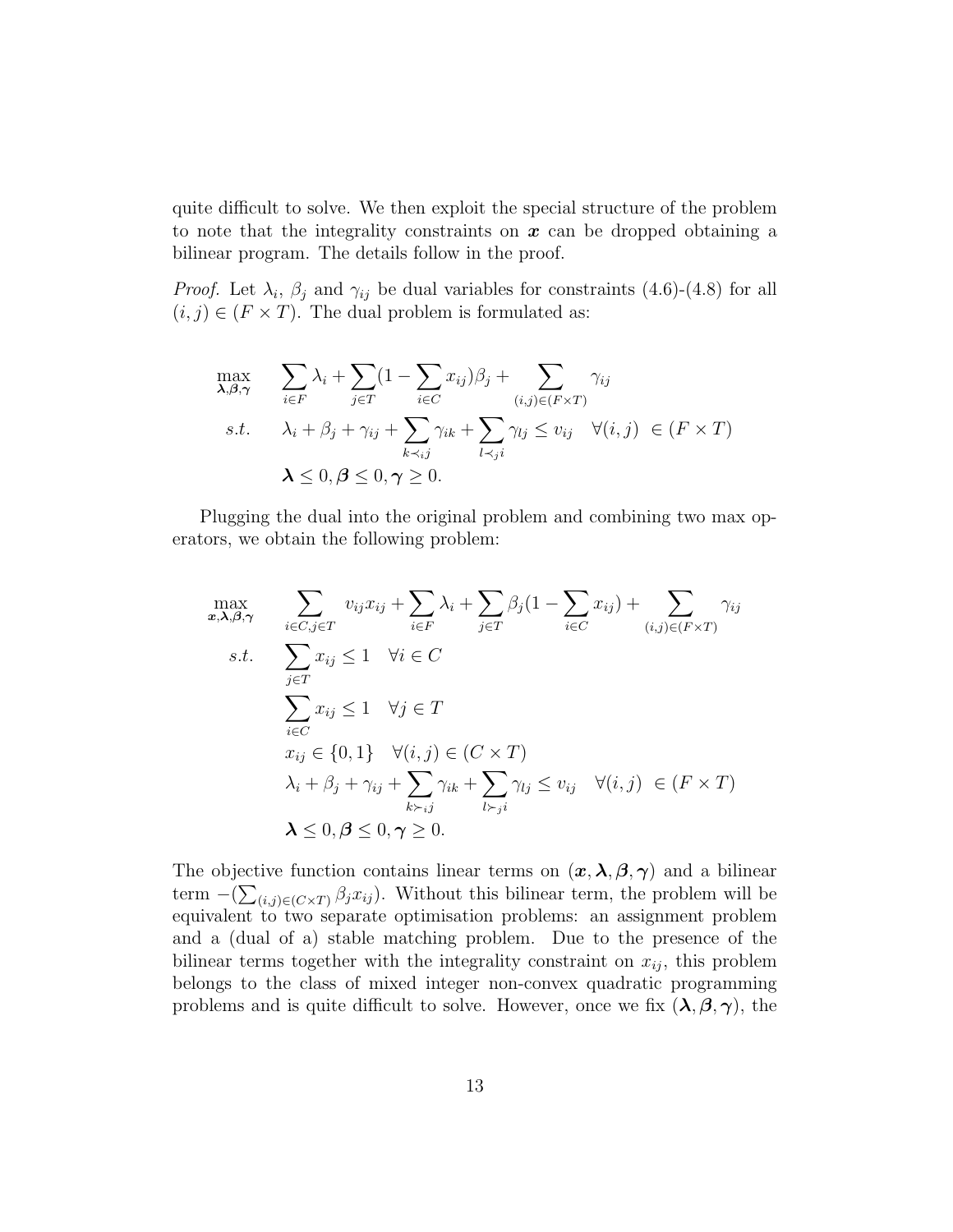quite difficult to solve. We then exploit the special structure of the problem to note that the integrality constraints on $\boldsymbol{x}$ can be dropped obtaining a bilinear program. The details follow in the proof.

*Proof.* Let $\lambda_i$, $\beta_j$ and $\gamma_{ij}$ be dual variables for constraints (4.6)-(4.8) for all $(i,j) \in (F \times T)$. The dual problem is formulated as:

$$
\begin{aligned}
\max_{\boldsymbol{\lambda},\boldsymbol{\beta},\boldsymbol{\gamma}} \quad & \sum_{i \in F} \lambda_i + \sum_{j \in T} (1 - \sum_{i \in C} x_{ij}) \beta_j + \sum_{(i,j) \in (F \times T)} \gamma_{ij} \\
s.t. \quad & \lambda_i + \beta_j + \gamma_{ij} + \sum_{k \prec_i j} \gamma_{ik} + \sum_{l \prec_j i} \gamma_{lj} \leq v_{ij} \quad \forall (i,j) \ \in (F \times T) \\
& \boldsymbol{\lambda} \leq 0, \boldsymbol{\beta} \leq 0, \boldsymbol{\gamma} \geq 0.
\end{aligned}
$$

Plugging the dual into the original problem and combining two max operators, we obtain the following problem:

$$
\begin{aligned}
\max_{\boldsymbol{x},\boldsymbol{\lambda},\boldsymbol{\beta},\boldsymbol{\gamma}} \quad & \sum_{i \in C, j \in T} v_{ij} x_{ij} + \sum_{i \in F} \lambda_i + \sum_{j \in T} \beta_j (1 - \sum_{i \in C} x_{ij}) + \sum_{(i,j) \in (F \times T)} \gamma_{ij} \\
s.t. \quad & \sum_{j \in T} x_{ij} \leq 1 \quad \forall i \in C \\
& \sum_{i \in C} x_{ij} \leq 1 \quad \forall j \in T \\
& x_{ij} \in \{0,1\} \quad \forall (i,j) \in (C \times T) \\
& \lambda_i + \beta_j + \gamma_{ij} + \sum_{k \succ_i j} \gamma_{ik} + \sum_{l \succ_j i} \gamma_{lj} \leq v_{ij} \quad \forall (i,j) \ \in (F \times T) \\
& \boldsymbol{\lambda} \leq 0, \boldsymbol{\beta} \leq 0, \boldsymbol{\gamma} \geq 0.
\end{aligned}
$$

The objective function contains linear terms on $(\boldsymbol{x}, \boldsymbol{\lambda}, \boldsymbol{\beta}, \boldsymbol{\gamma})$ and a bilinear term $-(\sum_{(i,j) \in (C \times T)} \beta_j x_{ij})$. Without this bilinear term, the problem will be equivalent to two separate optimisation problems: an assignment problem and a (dual of a) stable matching problem. Due to the presence of the bilinear terms together with the integrality constraint on $x_{ij}$, this problem belongs to the class of mixed integer non-convex quadratic programming problems and is quite difficult to solve. However, once we fix $(\boldsymbol{\lambda}, \boldsymbol{\beta}, \boldsymbol{\gamma})$, the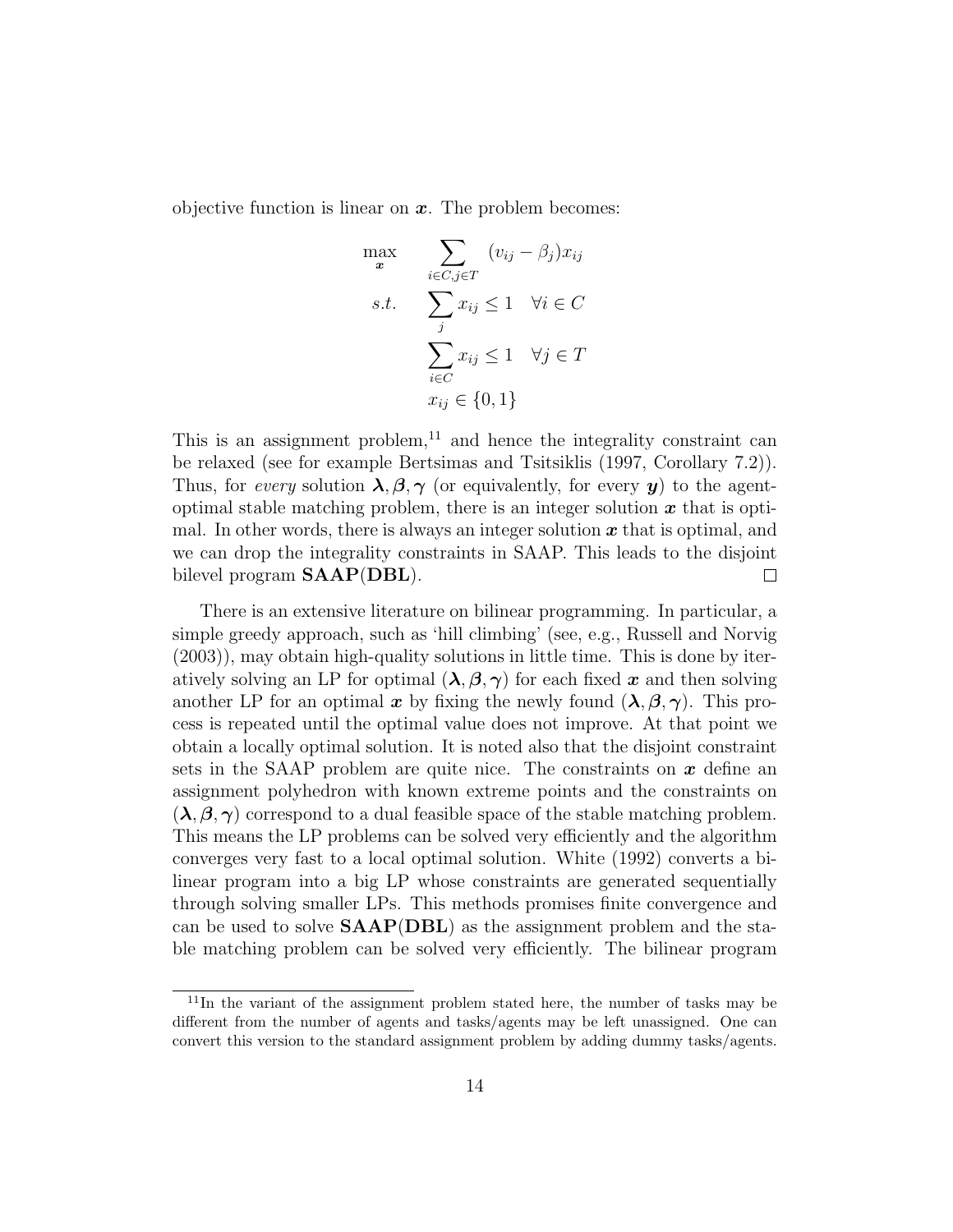objective function is linear on $\boldsymbol{x}$. The problem becomes:

$$
\begin{aligned}
\max_{\boldsymbol{x}} \quad & \sum_{i \in C, j \in T} (v_{ij} - \beta_j) x_{ij} \\
s.t. \quad & \sum_{j} x_{ij} \leq 1 \quad \forall i \in C \\
& \sum_{i \in C} x_{ij} \leq 1 \quad \forall j \in T \\
& x_{ij} \in \{0, 1\}
\end{aligned}
$$

This is an assignment problem,[11] and hence the integrality constraint can be relaxed (see for example Bertsimas and Tsitsiklis (1997, Corollary 7.2)). Thus, for *every* solution $\boldsymbol{\lambda}, \boldsymbol{\beta}, \boldsymbol{\gamma}$ (or equivalently, for every $\boldsymbol{y}$) to the agent-optimal stable matching problem, there is an integer solution $\boldsymbol{x}$ that is optimal. In other words, there is always an integer solution $\boldsymbol{x}$ that is optimal, and we can drop the integrality constraints in SAAP. This leads to the disjoint bilevel program **SAAP**(**DBL**). □

There is an extensive literature on bilinear programming. In particular, a simple greedy approach, such as 'hill climbing' (see, e.g., Russell and Norvig (2003)), may obtain high-quality solutions in little time. This is done by iteratively solving an LP for optimal $(\boldsymbol{\lambda}, \boldsymbol{\beta}, \boldsymbol{\gamma})$ for each fixed $\boldsymbol{x}$ and then solving another LP for an optimal $\boldsymbol{x}$ by fixing the newly found $(\boldsymbol{\lambda}, \boldsymbol{\beta}, \boldsymbol{\gamma})$. This process is repeated until the optimal value does not improve. At that point we obtain a locally optimal solution. It is noted also that the disjoint constraint sets in the SAAP problem are quite nice. The constraints on $\boldsymbol{x}$ define an assignment polyhedron with known extreme points and the constraints on $(\boldsymbol{\lambda}, \boldsymbol{\beta}, \boldsymbol{\gamma})$ correspond to a dual feasible space of the stable matching problem. This means the LP problems can be solved very efficiently and the algorithm converges very fast to a local optimal solution. White (1992) converts a bilinear program into a big LP whose constraints are generated sequentially through solving smaller LPs. This methods promises finite convergence and can be used to solve **SAAP**(**DBL**) as the assignment problem and the stable matching problem can be solved very efficiently. The bilinear program

[11] In the variant of the assignment problem stated here, the number of tasks may be different from the number of agents and tasks/agents may be left unassigned. One can convert this version to the standard assignment problem by adding dummy tasks/agents.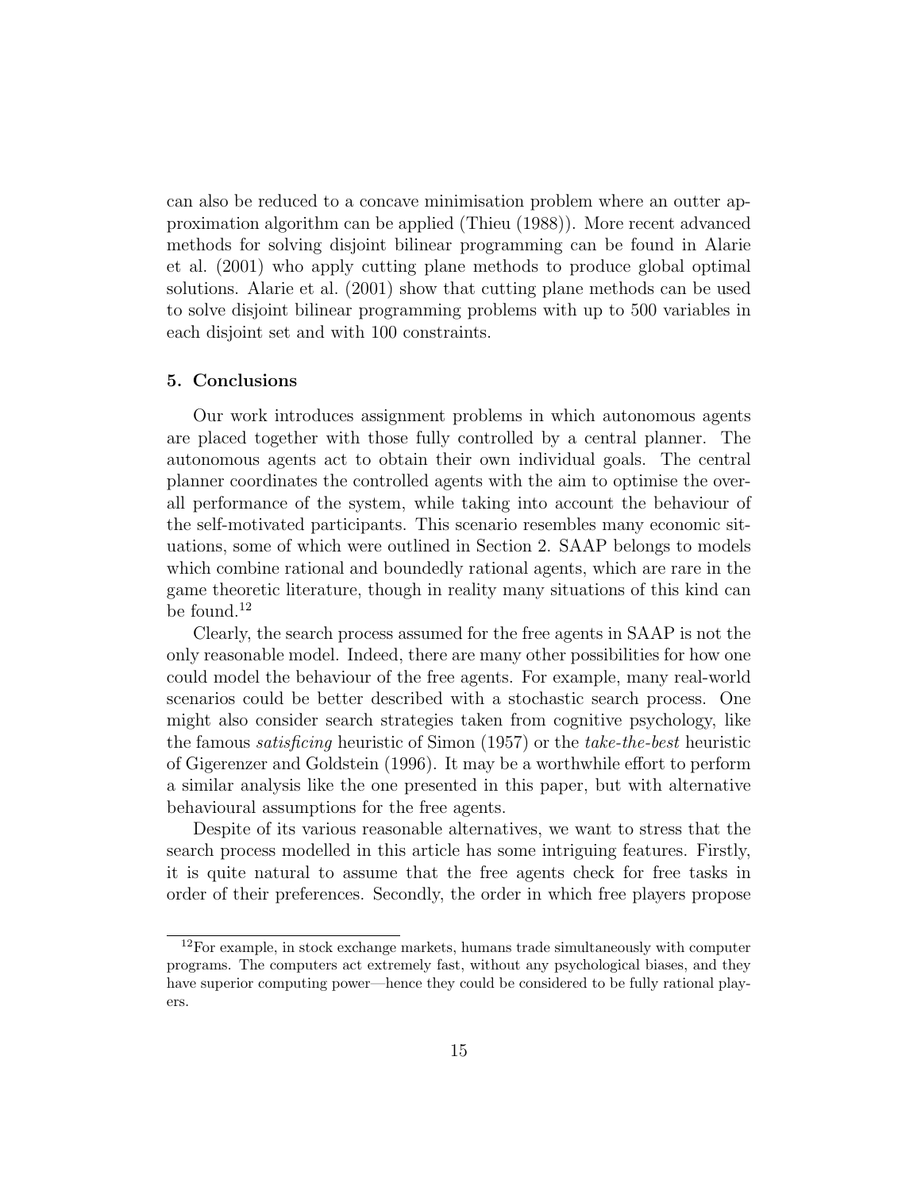can also be reduced to a concave minimisation problem where an outter approximation algorithm can be applied (Thieu (1988)). More recent advanced methods for solving disjoint bilinear programming can be found in Alarie et al. (2001) who apply cutting plane methods to produce global optimal solutions. Alarie et al. (2001) show that cutting plane methods can be used to solve disjoint bilinear programming problems with up to 500 variables in each disjoint set and with 100 constraints.

### 5. Conclusions

Our work introduces assignment problems in which autonomous agents are placed together with those fully controlled by a central planner. The autonomous agents act to obtain their own individual goals. The central planner coordinates the controlled agents with the aim to optimise the overall performance of the system, while taking into account the behaviour of the self-motivated participants. This scenario resembles many economic situations, some of which were outlined in Section 2. SAAP belongs to models which combine rational and boundedly rational agents, which are rare in the game theoretic literature, though in reality many situations of this kind can be found.[12]

Clearly, the search process assumed for the free agents in SAAP is not the only reasonable model. Indeed, there are many other possibilities for how one could model the behaviour of the free agents. For example, many real-world scenarios could be better described with a stochastic search process. One might also consider search strategies taken from cognitive psychology, like the famous *satisficing* heuristic of Simon (1957) or the *take-the-best* heuristic of Gigerenzer and Goldstein (1996). It may be a worthwhile effort to perform a similar analysis like the one presented in this paper, but with alternative behavioural assumptions for the free agents.

Despite of its various reasonable alternatives, we want to stress that the search process modelled in this article has some intriguing features. Firstly, it is quite natural to assume that the free agents check for free tasks in order of their preferences. Secondly, the order in which free players propose

[12] For example, in stock exchange markets, humans trade simultaneously with computer programs. The computers act extremely fast, without any psychological biases, and they have superior computing power—hence they could be considered to be fully rational players.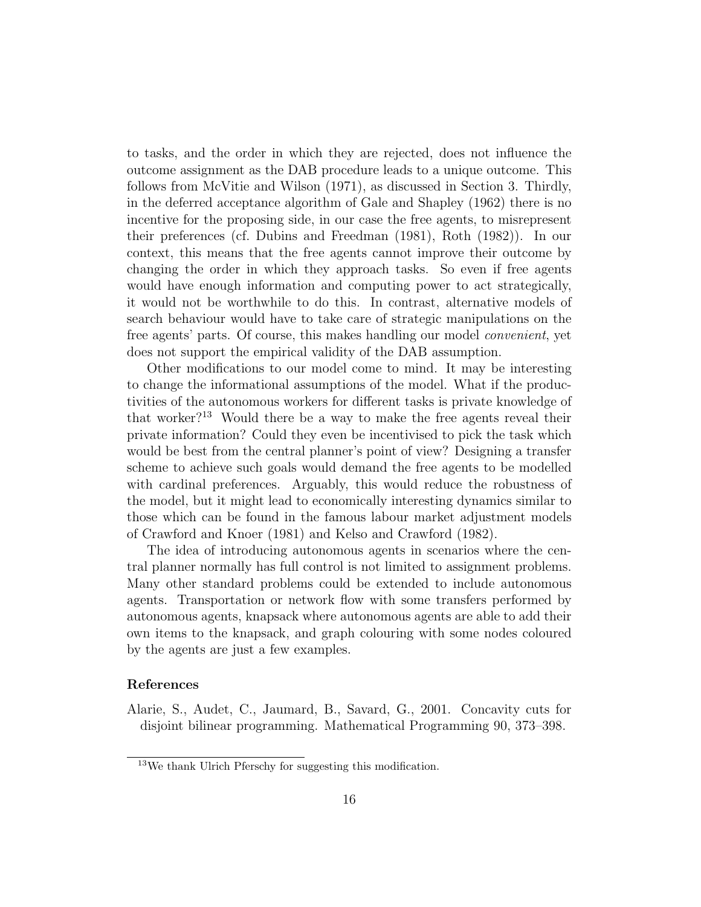to tasks, and the order in which they are rejected, does not influence the outcome assignment as the DAB procedure leads to a unique outcome. This follows from McVitie and Wilson (1971), as discussed in Section 3. Thirdly, in the deferred acceptance algorithm of Gale and Shapley (1962) there is no incentive for the proposing side, in our case the free agents, to misrepresent their preferences (cf. Dubins and Freedman (1981), Roth (1982)). In our context, this means that the free agents cannot improve their outcome by changing the order in which they approach tasks. So even if free agents would have enough information and computing power to act strategically, it would not be worthwhile to do this. In contrast, alternative models of search behaviour would have to take care of strategic manipulations on the free agents' parts. Of course, this makes handling our model *convenient*, yet does not support the empirical validity of the DAB assumption.

Other modifications to our model come to mind. It may be interesting to change the informational assumptions of the model. What if the productivities of the autonomous workers for different tasks is private knowledge of that worker?[13] Would there be a way to make the free agents reveal their private information? Could they even be incentivised to pick the task which would be best from the central planner's point of view? Designing a transfer scheme to achieve such goals would demand the free agents to be modelled with cardinal preferences. Arguably, this would reduce the robustness of the model, but it might lead to economically interesting dynamics similar to those which can be found in the famous labour market adjustment models of Crawford and Knoer (1981) and Kelso and Crawford (1982).

The idea of introducing autonomous agents in scenarios where the central planner normally has full control is not limited to assignment problems. Many other standard problems could be extended to include autonomous agents. Transportation or network flow with some transfers performed by autonomous agents, knapsack where autonomous agents are able to add their own items to the knapsack, and graph colouring with some nodes coloured by the agents are just a few examples.

## References

Alarie, S., Audet, C., Jaumard, B., Savard, G., 2001. Concavity cuts for disjoint bilinear programming. Mathematical Programming 90, 373–398.

[13] We thank Ulrich Pferschy for suggesting this modification.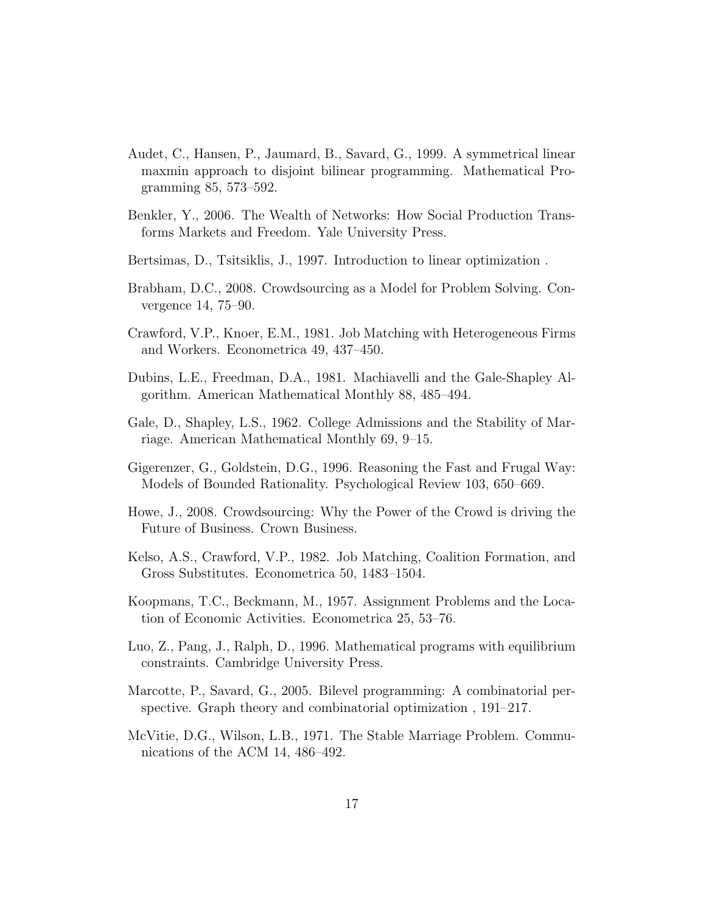Audet, C., Hansen, P., Jaumard, B., Savard, G., 1999. A symmetrical linear maxmin approach to disjoint bilinear programming. Mathematical Programming 85, 573–592.

Benkler, Y., 2006. The Wealth of Networks: How Social Production Transforms Markets and Freedom. Yale University Press.

Bertsimas, D., Tsitsiklis, J., 1997. Introduction to linear optimization .

Brabham, D.C., 2008. Crowdsourcing as a Model for Problem Solving. Convergence 14, 75–90.

Crawford, V.P., Knoer, E.M., 1981. Job Matching with Heterogeneous Firms and Workers. Econometrica 49, 437–450.

Dubins, L.E., Freedman, D.A., 1981. Machiavelli and the Gale-Shapley Algorithm. American Mathematical Monthly 88, 485–494.

Gale, D., Shapley, L.S., 1962. College Admissions and the Stability of Marriage. American Mathematical Monthly 69, 9–15.

Gigerenzer, G., Goldstein, D.G., 1996. Reasoning the Fast and Frugal Way: Models of Bounded Rationality. Psychological Review 103, 650–669.

Howe, J., 2008. Crowdsourcing: Why the Power of the Crowd is driving the Future of Business. Crown Business.

Kelso, A.S., Crawford, V.P., 1982. Job Matching, Coalition Formation, and Gross Substitutes. Econometrica 50, 1483–1504.

Koopmans, T.C., Beckmann, M., 1957. Assignment Problems and the Location of Economic Activities. Econometrica 25, 53–76.

Luo, Z., Pang, J., Ralph, D., 1996. Mathematical programs with equilibrium constraints. Cambridge University Press.

Marcotte, P., Savard, G., 2005. Bilevel programming: A combinatorial perspective. Graph theory and combinatorial optimization , 191–217.

McVitie, D.G., Wilson, L.B., 1971. The Stable Marriage Problem. Communications of the ACM 14, 486–492.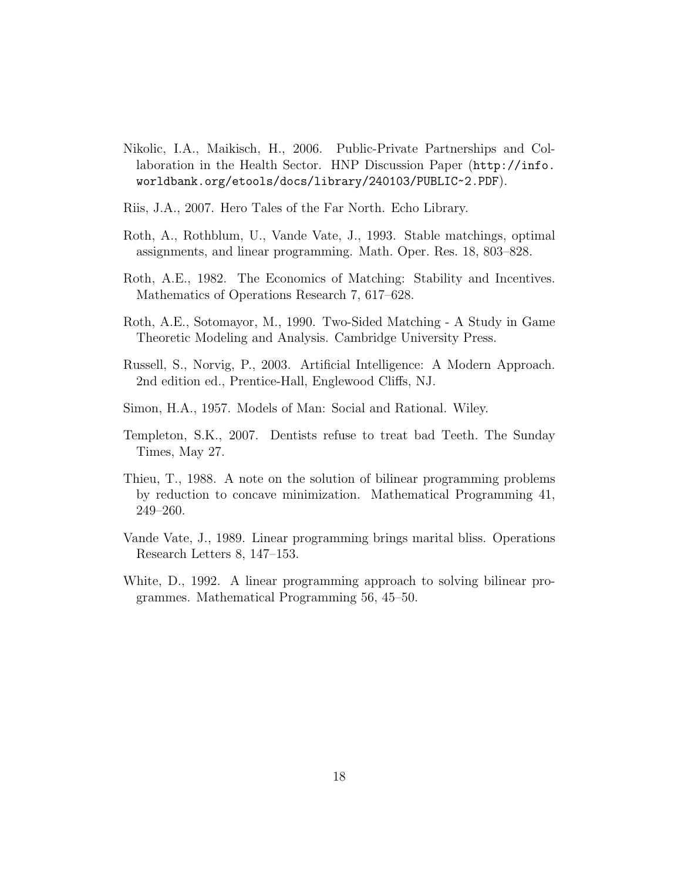Nikolic, I.A., Maikisch, H., 2006. Public-Private Partnerships and Collaboration in the Health Sector. HNP Discussion Paper (http://info.worldbank.org/etools/docs/library/240103/PUBLIC~2.PDF).

Riis, J.A., 2007. Hero Tales of the Far North. Echo Library.

Roth, A., Rothblum, U., Vande Vate, J., 1993. Stable matchings, optimal assignments, and linear programming. Math. Oper. Res. 18, 803–828.

Roth, A.E., 1982. The Economics of Matching: Stability and Incentives. Mathematics of Operations Research 7, 617–628.

Roth, A.E., Sotomayor, M., 1990. Two-Sided Matching - A Study in Game Theoretic Modeling and Analysis. Cambridge University Press.

Russell, S., Norvig, P., 2003. Artificial Intelligence: A Modern Approach. 2nd edition ed., Prentice-Hall, Englewood Cliffs, NJ.

Simon, H.A., 1957. Models of Man: Social and Rational. Wiley.

Templeton, S.K., 2007. Dentists refuse to treat bad Teeth. The Sunday Times, May 27.

Thieu, T., 1988. A note on the solution of bilinear programming problems by reduction to concave minimization. Mathematical Programming 41, 249–260.

Vande Vate, J., 1989. Linear programming brings marital bliss. Operations Research Letters 8, 147–153.

White, D., 1992. A linear programming approach to solving bilinear programmes. Mathematical Programming 56, 45–50.